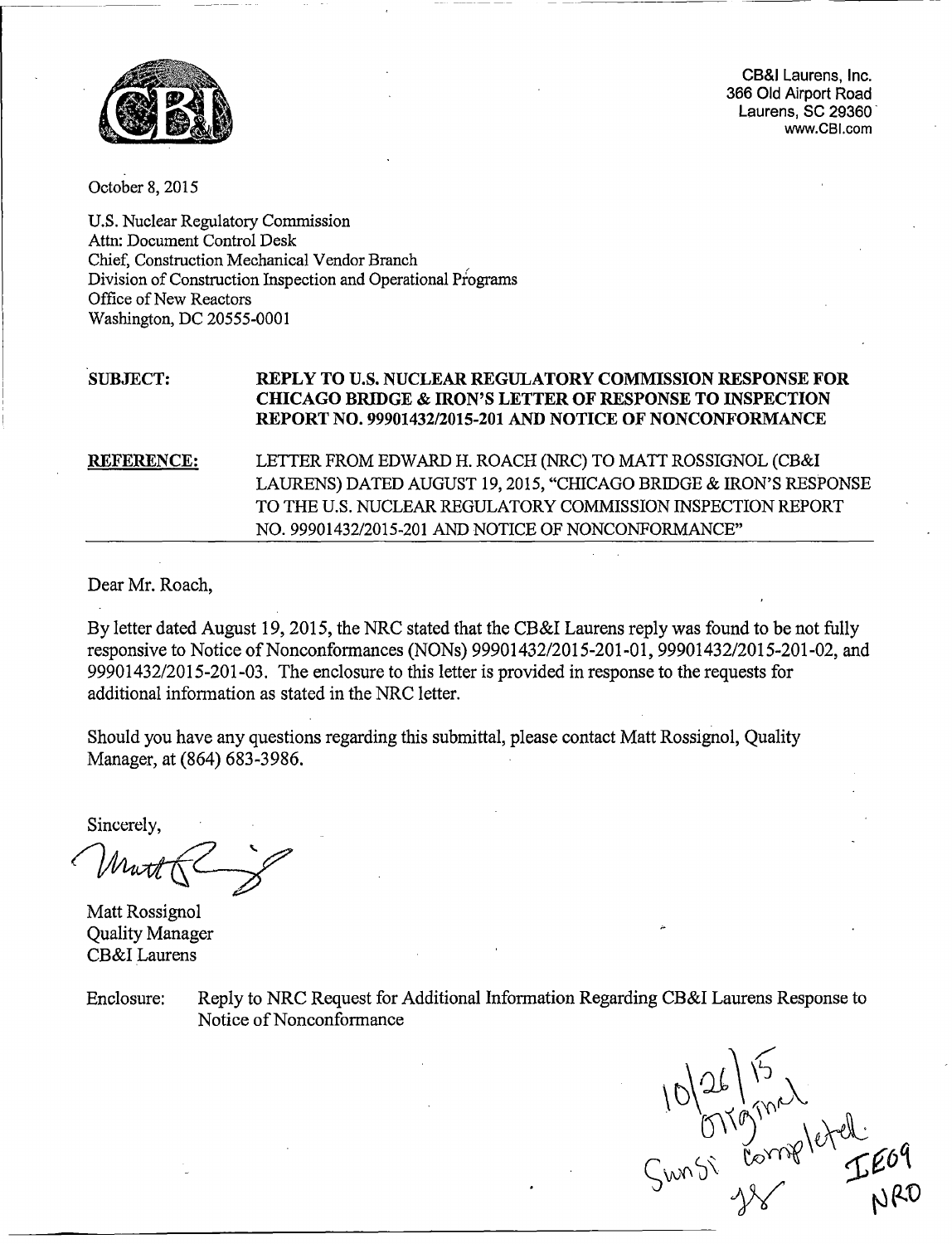CB&I Laurens, Inc.
366 Old Airport Road
Laurens, SC 29360
www.CBI.com

October 8, 2015

U.S. Nuclear Regulatory Commission
Attn: Document Control Desk
Chief, Construction Mechanical Vendor Branch
Division of Construction Inspection and Operational Programs
Office of New Reactors
Washington, DC 20555-0001

**SUBJECT:** **REPLY TO U.S. NUCLEAR REGULATORY COMMISSION RESPONSE FOR CHICAGO BRIDGE & IRON'S LETTER OF RESPONSE TO INSPECTION REPORT NO. 99901432/2015-201 AND NOTICE OF NONCONFORMANCE**

**REFERENCE:** LETTER FROM EDWARD H. ROACH (NRC) TO MATT ROSSIGNOL (CB&I LAURENS) DATED AUGUST 19, 2015, "CHICAGO BRIDGE & IRON'S RESPONSE TO THE U.S. NUCLEAR REGULATORY COMMISSION INSPECTION REPORT NO. 99901432/2015-201 AND NOTICE OF NONCONFORMANCE"

Dear Mr. Roach,

By letter dated August 19, 2015, the NRC stated that the CB&I Laurens reply was found to be not fully responsive to Notice of Nonconformances (NONs) 99901432/2015-201-01, 99901432/2015-201-02, and 99901432/2015-201-03. The enclosure to this letter is provided in response to the requests for additional information as stated in the NRC letter.

Should you have any questions regarding this submittal, please contact Matt Rossignol, Quality Manager, at (864) 683-3986.

Sincerely,

Matt Rossignol
Quality Manager
CB&I Laurens

Enclosure: Reply to NRC Request for Additional Information Regarding CB&I Laurens Response to Notice of Nonconformance

10/26/15
Original
Sunsi completed
IE09
NRO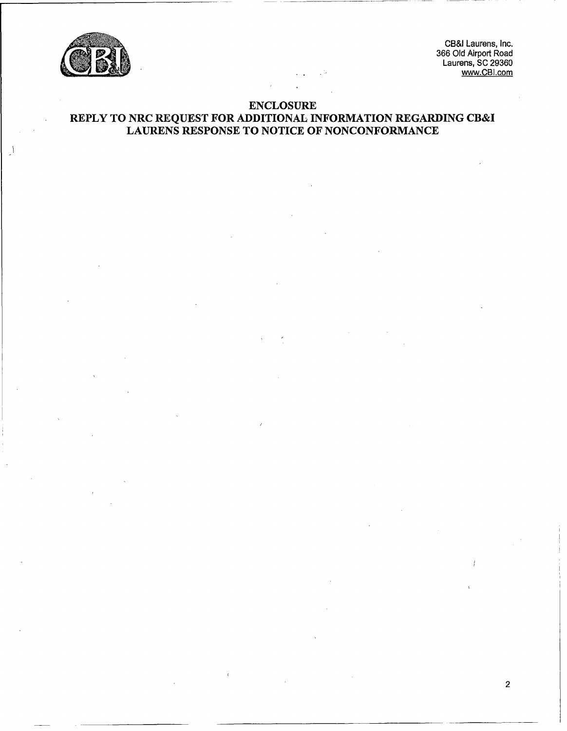CB&I Laurens, Inc.
366 Old Airport Road
Laurens, SC 29360
www.CBI.com

# ENCLOSURE

# REPLY TO NRC REQUEST FOR ADDITIONAL INFORMATION REGARDING CB&I LAURENS RESPONSE TO NOTICE OF NONCONFORMANCE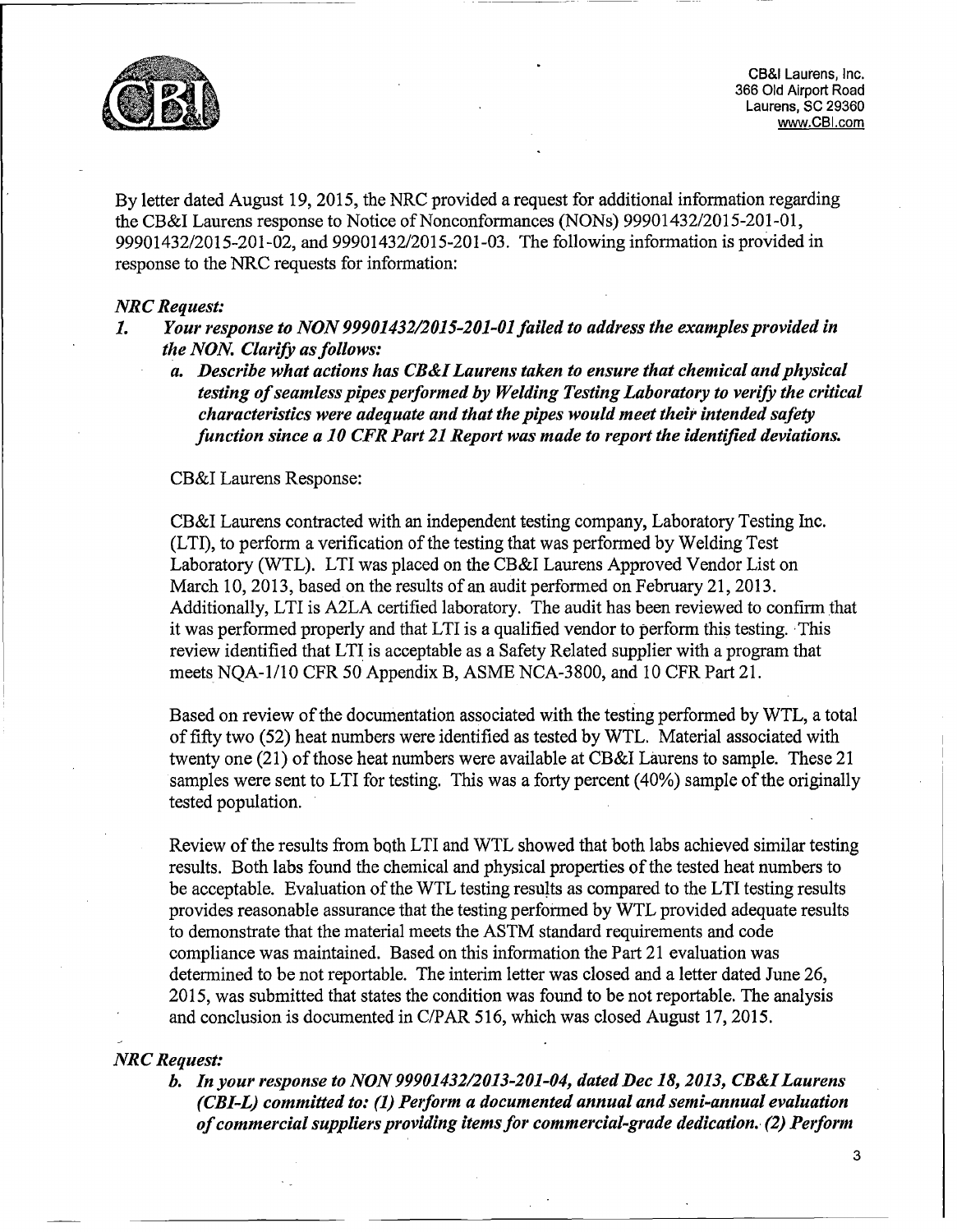CB&I Laurens, Inc.
366 Old Airport Road
Laurens, SC 29360
www.CBI.com

By letter dated August 19, 2015, the NRC provided a request for additional information regarding the CB&I Laurens response to Notice of Nonconformances (NONs) 99901432/2015-201-01, 99901432/2015-201-02, and 99901432/2015-201-03. The following information is provided in response to the NRC requests for information:

***NRC Request:***

1. ***Your response to NON 99901432/2015-201-01 failed to address the examples provided in the NON. Clarify as follows:***
   a. ***Describe what actions has CB&I Laurens taken to ensure that chemical and physical testing of seamless pipes performed by Welding Testing Laboratory to verify the critical characteristics were adequate and that the pipes would meet their intended safety function since a 10 CFR Part 21 Report was made to report the identified deviations.***

CB&I Laurens Response:

CB&I Laurens contracted with an independent testing company, Laboratory Testing Inc. (LTI), to perform a verification of the testing that was performed by Welding Test Laboratory (WTL). LTI was placed on the CB&I Laurens Approved Vendor List on March 10, 2013, based on the results of an audit performed on February 21, 2013. Additionally, LTI is A2LA certified laboratory. The audit has been reviewed to confirm that it was performed properly and that LTI is a qualified vendor to perform this testing. This review identified that LTI is acceptable as a Safety Related supplier with a program that meets NQA-1/10 CFR 50 Appendix B, ASME NCA-3800, and 10 CFR Part 21.

Based on review of the documentation associated with the testing performed by WTL, a total of fifty two (52) heat numbers were identified as tested by WTL. Material associated with twenty one (21) of those heat numbers were available at CB&I Laurens to sample. These 21 samples were sent to LTI for testing. This was a forty percent (40%) sample of the originally tested population.

Review of the results from both LTI and WTL showed that both labs achieved similar testing results. Both labs found the chemical and physical properties of the tested heat numbers to be acceptable. Evaluation of the WTL testing results as compared to the LTI testing results provides reasonable assurance that the testing performed by WTL provided adequate results to demonstrate that the material meets the ASTM standard requirements and code compliance was maintained. Based on this information the Part 21 evaluation was determined to be not reportable. The interim letter was closed and a letter dated June 26, 2015, was submitted that states the condition was found to be not reportable. The analysis and conclusion is documented in C/PAR 516, which was closed August 17, 2015.

***NRC Request:***

   b. ***In your response to NON 99901432/2013-201-04, dated Dec 18, 2013, CB&I Laurens (CBI-L) committed to: (1) Perform a documented annual and semi-annual evaluation of commercial suppliers providing items for commercial-grade dedication. (2) Perform***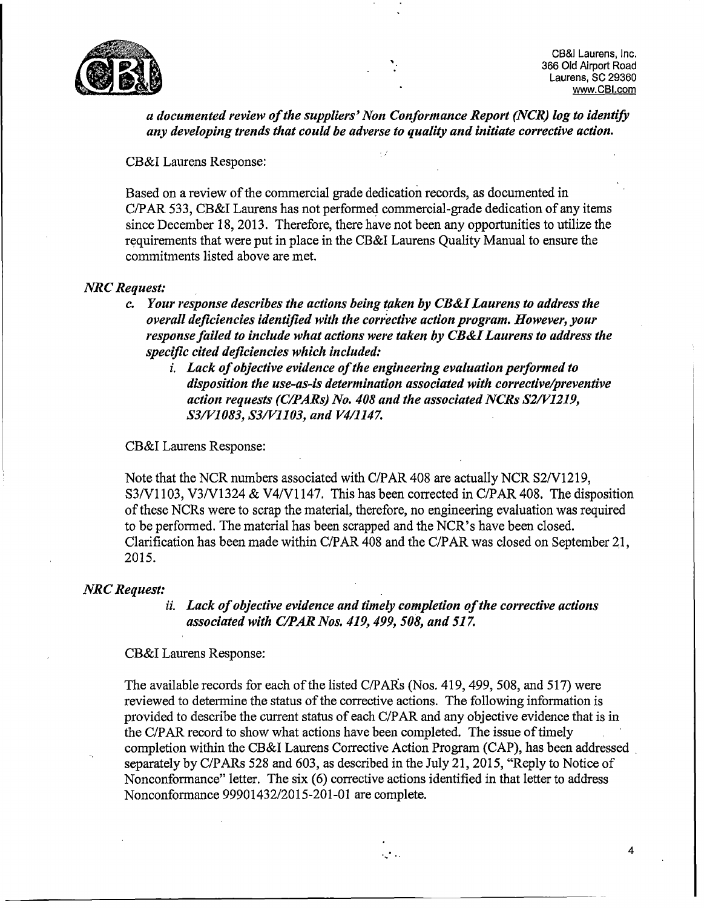***a documented review of the suppliers' Non Conformance Report (NCR) log to identify any developing trends that could be adverse to quality and initiate corrective action.***

CB&I Laurens Response:

Based on a review of the commercial grade dedication records, as documented in C/PAR 533, CB&I Laurens has not performed commercial-grade dedication of any items since December 18, 2013. Therefore, there have not been any opportunities to utilize the requirements that were put in place in the CB&I Laurens Quality Manual to ensure the commitments listed above are met.

***NRC Request:***

- ***c. Your response describes the actions being taken by CB&I Laurens to address the overall deficiencies identified with the corrective action program. However, your response failed to include what actions were taken by CB&I Laurens to address the specific cited deficiencies which included:***
  - ***i. Lack of objective evidence of the engineering evaluation performed to disposition the use-as-is determination associated with corrective/preventive action requests (C/PARs) No. 408 and the associated NCRs S2/V1219, S3/V1083, S3/V1103, and V4/1147.***

CB&I Laurens Response:

Note that the NCR numbers associated with C/PAR 408 are actually NCR S2/V1219, S3/V1103, V3/V1324 & V4/V1147. This has been corrected in C/PAR 408. The disposition of these NCRs were to scrap the material, therefore, no engineering evaluation was required to be performed. The material has been scrapped and the NCR's have been closed. Clarification has been made within C/PAR 408 and the C/PAR was closed on September 21, 2015.

***NRC Request:***

***ii. Lack of objective evidence and timely completion of the corrective actions associated with C/PAR Nos. 419, 499, 508, and 517.***

CB&I Laurens Response:

The available records for each of the listed C/PARs (Nos. 419, 499, 508, and 517) were reviewed to determine the status of the corrective actions. The following information is provided to describe the current status of each C/PAR and any objective evidence that is in the C/PAR record to show what actions have been completed. The issue of timely completion within the CB&I Laurens Corrective Action Program (CAP), has been addressed separately by C/PARs 528 and 603, as described in the July 21, 2015, "Reply to Notice of Nonconformance" letter. The six (6) corrective actions identified in that letter to address Nonconformance 99901432/2015-201-01 are complete.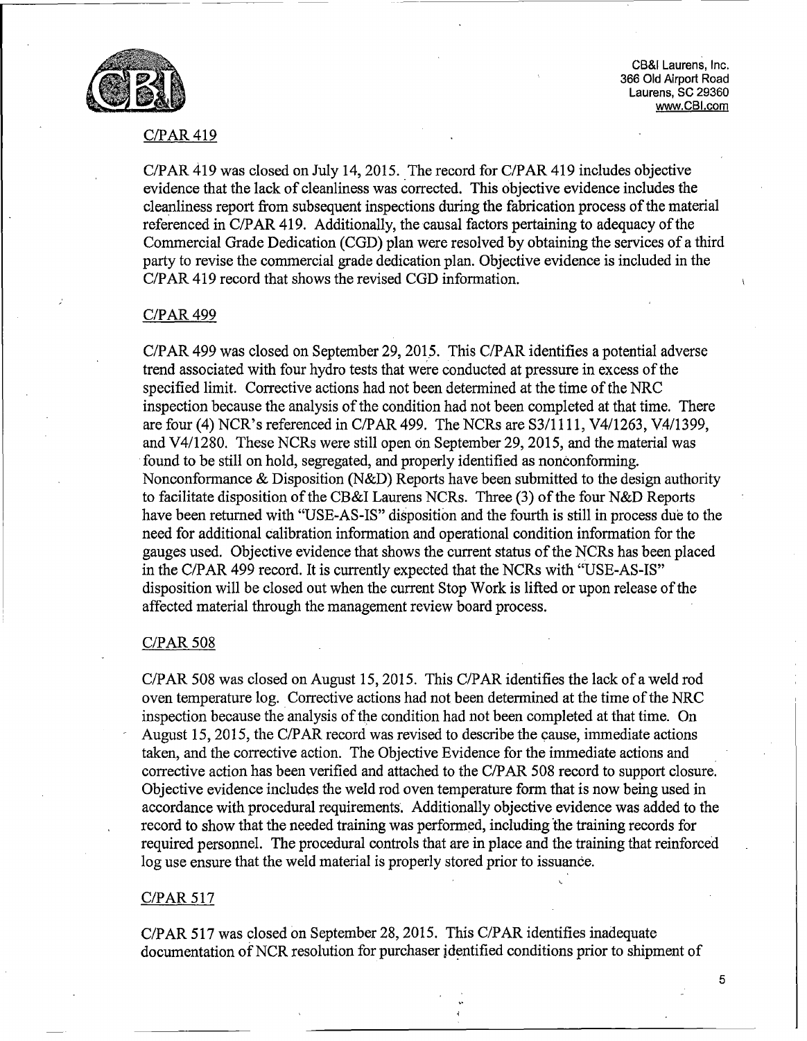## C/PAR 419

C/PAR 419 was closed on July 14, 2015. The record for C/PAR 419 includes objective evidence that the lack of cleanliness was corrected. This objective evidence includes the cleanliness report from subsequent inspections during the fabrication process of the material referenced in C/PAR 419. Additionally, the causal factors pertaining to adequacy of the Commercial Grade Dedication (CGD) plan were resolved by obtaining the services of a third party to revise the commercial grade dedication plan. Objective evidence is included in the C/PAR 419 record that shows the revised CGD information.

## C/PAR 499

C/PAR 499 was closed on September 29, 2015. This C/PAR identifies a potential adverse trend associated with four hydro tests that were conducted at pressure in excess of the specified limit. Corrective actions had not been determined at the time of the NRC inspection because the analysis of the condition had not been completed at that time. There are four (4) NCR's referenced in C/PAR 499. The NCRs are S3/1111, V4/1263, V4/1399, and V4/1280. These NCRs were still open on September 29, 2015, and the material was found to be still on hold, segregated, and properly identified as nonconforming. Nonconformance & Disposition (N&D) Reports have been submitted to the design authority to facilitate disposition of the CB&I Laurens NCRs. Three (3) of the four N&D Reports have been returned with "USE-AS-IS" disposition and the fourth is still in process due to the need for additional calibration information and operational condition information for the gauges used. Objective evidence that shows the current status of the NCRs has been placed in the C/PAR 499 record. It is currently expected that the NCRs with "USE-AS-IS" disposition will be closed out when the current Stop Work is lifted or upon release of the affected material through the management review board process.

## C/PAR 508

C/PAR 508 was closed on August 15, 2015. This C/PAR identifies the lack of a weld rod oven temperature log. Corrective actions had not been determined at the time of the NRC inspection because the analysis of the condition had not been completed at that time. On August 15, 2015, the C/PAR record was revised to describe the cause, immediate actions taken, and the corrective action. The Objective Evidence for the immediate actions and corrective action has been verified and attached to the C/PAR 508 record to support closure. Objective evidence includes the weld rod oven temperature form that is now being used in accordance with procedural requirements. Additionally objective evidence was added to the record to show that the needed training was performed, including the training records for required personnel. The procedural controls that are in place and the training that reinforced log use ensure that the weld material is properly stored prior to issuance.

## C/PAR 517

C/PAR 517 was closed on September 28, 2015. This C/PAR identifies inadequate documentation of NCR resolution for purchaser identified conditions prior to shipment of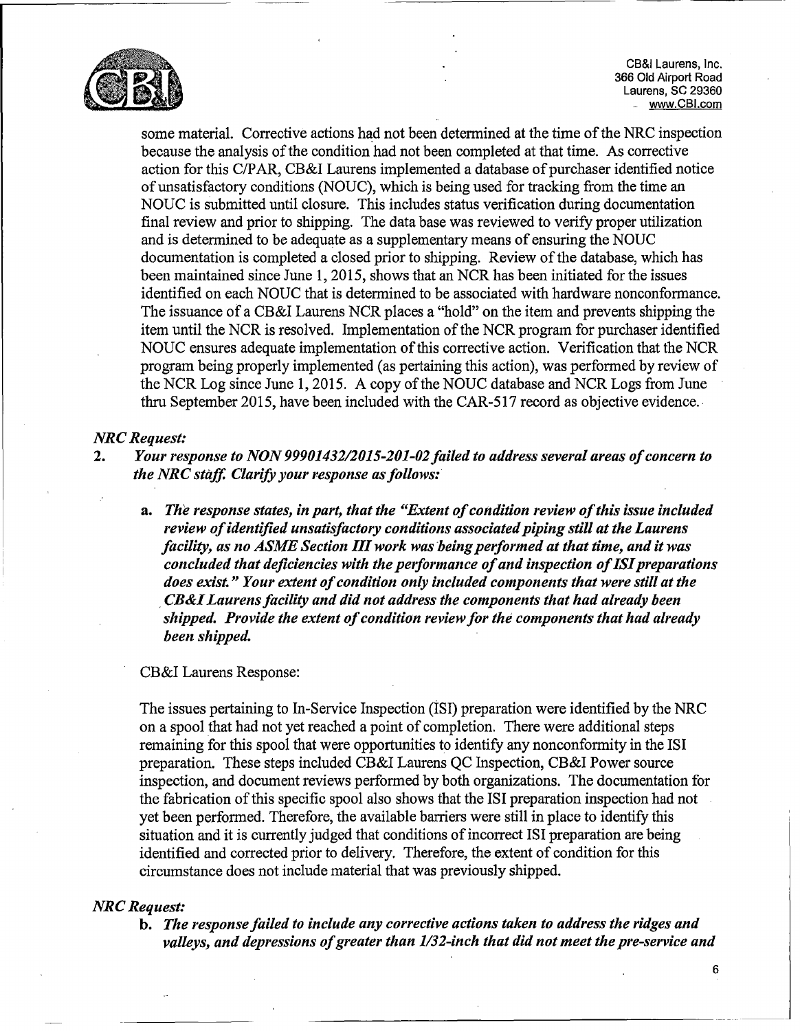some material. Corrective actions had not been determined at the time of the NRC inspection because the analysis of the condition had not been completed at that time. As corrective action for this C/PAR, CB&I Laurens implemented a database of purchaser identified notice of unsatisfactory conditions (NOUC), which is being used for tracking from the time an NOUC is submitted until closure. This includes status verification during documentation final review and prior to shipping. The data base was reviewed to verify proper utilization and is determined to be adequate as a supplementary means of ensuring the NOUC documentation is completed a closed prior to shipping. Review of the database, which has been maintained since June 1, 2015, shows that an NCR has been initiated for the issues identified on each NOUC that is determined to be associated with hardware nonconformance. The issuance of a CB&I Laurens NCR places a "hold" on the item and prevents shipping the item until the NCR is resolved. Implementation of the NCR program for purchaser identified NOUC ensures adequate implementation of this corrective action. Verification that the NCR program being properly implemented (as pertaining this action), was performed by review of the NCR Log since June 1, 2015. A copy of the NOUC database and NCR Logs from June thru September 2015, have been included with the CAR-517 record as objective evidence.

*NRC Request:*

2. ***Your response to NON 99901432/2015-201-02 failed to address several areas of concern to the NRC staff. Clarify your response as follows:***

   a. ***The response states, in part, that the "Extent of condition review of this issue included review of identified unsatisfactory conditions associated piping still at the Laurens facility, as no ASME Section III work was being performed at that time, and it was concluded that deficiencies with the performance of and inspection of ISI preparations does exist." Your extent of condition only included components that were still at the CB&I Laurens facility and did not address the components that had already been shipped. Provide the extent of condition review for the components that had already been shipped.***

   CB&I Laurens Response:

   The issues pertaining to In-Service Inspection (ISI) preparation were identified by the NRC on a spool that had not yet reached a point of completion. There were additional steps remaining for this spool that were opportunities to identify any nonconformity in the ISI preparation. These steps included CB&I Laurens QC Inspection, CB&I Power source inspection, and document reviews performed by both organizations. The documentation for the fabrication of this specific spool also shows that the ISI preparation inspection had not yet been performed. Therefore, the available barriers were still in place to identify this situation and it is currently judged that conditions of incorrect ISI preparation are being identified and corrected prior to delivery. Therefore, the extent of condition for this circumstance does not include material that was previously shipped.

*NRC Request:*

   b. ***The response failed to include any corrective actions taken to address the ridges and valleys, and depressions of greater than 1/32-inch that did not meet the pre-service and***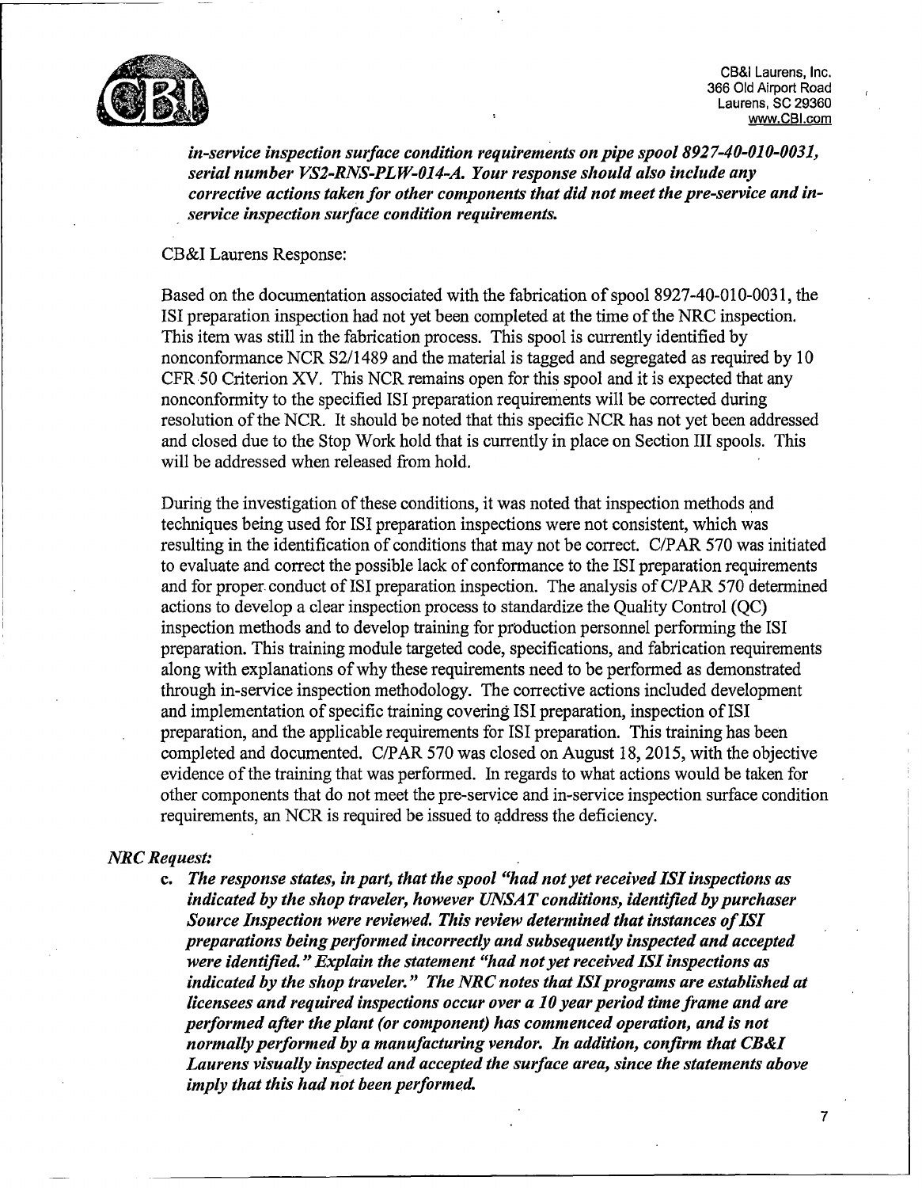*in-service inspection surface condition requirements on pipe spool 8927-40-010-0031, serial number VS2-RNS-PLW-014-A. Your response should also include any corrective actions taken for other components that did not meet the pre-service and in-service inspection surface condition requirements.*

CB&I Laurens Response:

Based on the documentation associated with the fabrication of spool 8927-40-010-0031, the ISI preparation inspection had not yet been completed at the time of the NRC inspection. This item was still in the fabrication process. This spool is currently identified by nonconformance NCR S2/1489 and the material is tagged and segregated as required by 10 CFR 50 Criterion XV. This NCR remains open for this spool and it is expected that any nonconformity to the specified ISI preparation requirements will be corrected during resolution of the NCR. It should be noted that this specific NCR has not yet been addressed and closed due to the Stop Work hold that is currently in place on Section III spools. This will be addressed when released from hold.

During the investigation of these conditions, it was noted that inspection methods and techniques being used for ISI preparation inspections were not consistent, which was resulting in the identification of conditions that may not be correct. C/PAR 570 was initiated to evaluate and correct the possible lack of conformance to the ISI preparation requirements and for proper conduct of ISI preparation inspection. The analysis of C/PAR 570 determined actions to develop a clear inspection process to standardize the Quality Control (QC) inspection methods and to develop training for production personnel performing the ISI preparation. This training module targeted code, specifications, and fabrication requirements along with explanations of why these requirements need to be performed as demonstrated through in-service inspection methodology. The corrective actions included development and implementation of specific training covering ISI preparation, inspection of ISI preparation, and the applicable requirements for ISI preparation. This training has been completed and documented. C/PAR 570 was closed on August 18, 2015, with the objective evidence of the training that was performed. In regards to what actions would be taken for other components that do not meet the pre-service and in-service inspection surface condition requirements, an NCR is required be issued to address the deficiency.

*NRC Request:*

c. ***The response states, in part, that the spool "had not yet received ISI inspections as indicated by the shop traveler, however UNSAT conditions, identified by purchaser Source Inspection were reviewed. This review determined that instances of ISI preparations being performed incorrectly and subsequently inspected and accepted were identified." Explain the statement "had not yet received ISI inspections as indicated by the shop traveler." The NRC notes that ISI programs are established at licensees and required inspections occur over a 10 year period time frame and are performed after the plant (or component) has commenced operation, and is not normally performed by a manufacturing vendor. In addition, confirm that CB&I Laurens visually inspected and accepted the surface area, since the statements above imply that this had not been performed.***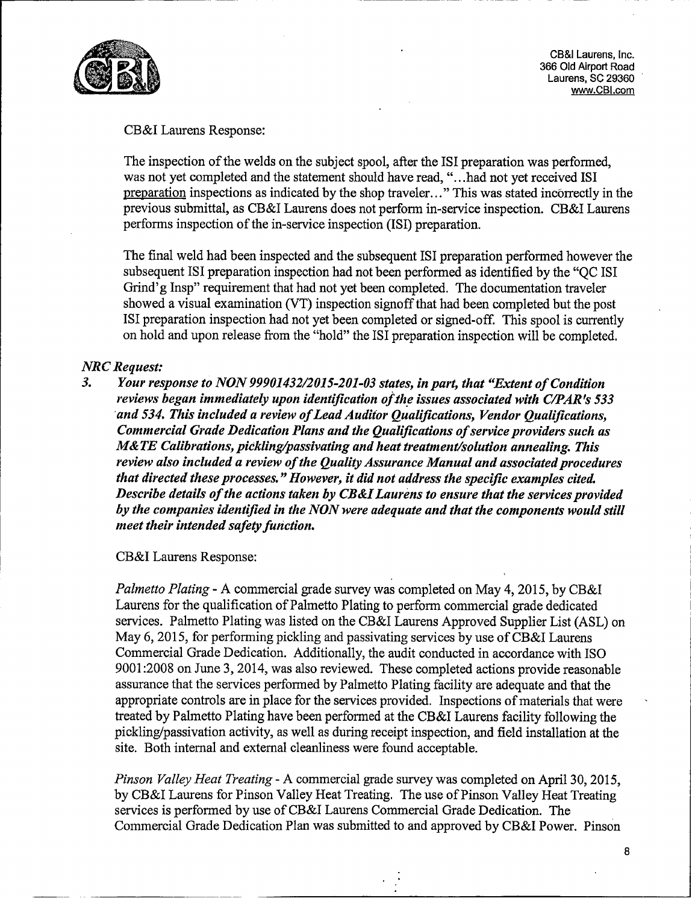CB&I Laurens, Inc.
366 Old Airport Road
Laurens, SC 29360
www.CBI.com

CB&I Laurens Response:

The inspection of the welds on the subject spool, after the ISI preparation was performed, was not yet completed and the statement should have read, "...had not yet received ISI preparation inspections as indicated by the shop traveler..." This was stated incorrectly in the previous submittal, as CB&I Laurens does not perform in-service inspection. CB&I Laurens performs inspection of the in-service inspection (ISI) preparation.

The final weld had been inspected and the subsequent ISI preparation performed however the subsequent ISI preparation inspection had not been performed as identified by the "QC ISI Grind'g Insp" requirement that had not yet been completed. The documentation traveler showed a visual examination (VT) inspection signoff that had been completed but the post ISI preparation inspection had not yet been completed or signed-off. This spool is currently on hold and upon release from the "hold" the ISI preparation inspection will be completed.

*NRC Request:*

3. ***Your response to NON 99901432/2015-201-03 states, in part, that "Extent of Condition reviews began immediately upon identification of the issues associated with C/PAR's 533 and 534. This included a review of Lead Auditor Qualifications, Vendor Qualifications, Commercial Grade Dedication Plans and the Qualifications of service providers such as M&TE Calibrations, pickling/passivating and heat treatment/solution annealing. This review also included a review of the Quality Assurance Manual and associated procedures that directed these processes." However, it did not address the specific examples cited. Describe details of the actions taken by CB&I Laurens to ensure that the services provided by the companies identified in the NON were adequate and that the components would still meet their intended safety function.***

CB&I Laurens Response:

*Palmetto Plating* - A commercial grade survey was completed on May 4, 2015, by CB&I Laurens for the qualification of Palmetto Plating to perform commercial grade dedicated services. Palmetto Plating was listed on the CB&I Laurens Approved Supplier List (ASL) on May 6, 2015, for performing pickling and passivating services by use of CB&I Laurens Commercial Grade Dedication. Additionally, the audit conducted in accordance with ISO 9001:2008 on June 3, 2014, was also reviewed. These completed actions provide reasonable assurance that the services performed by Palmetto Plating facility are adequate and that the appropriate controls are in place for the services provided. Inspections of materials that were treated by Palmetto Plating have been performed at the CB&I Laurens facility following the pickling/passivation activity, as well as during receipt inspection, and field installation at the site. Both internal and external cleanliness were found acceptable.

*Pinson Valley Heat Treating* - A commercial grade survey was completed on April 30, 2015, by CB&I Laurens for Pinson Valley Heat Treating. The use of Pinson Valley Heat Treating services is performed by use of CB&I Laurens Commercial Grade Dedication. The Commercial Grade Dedication Plan was submitted to and approved by CB&I Power. Pinson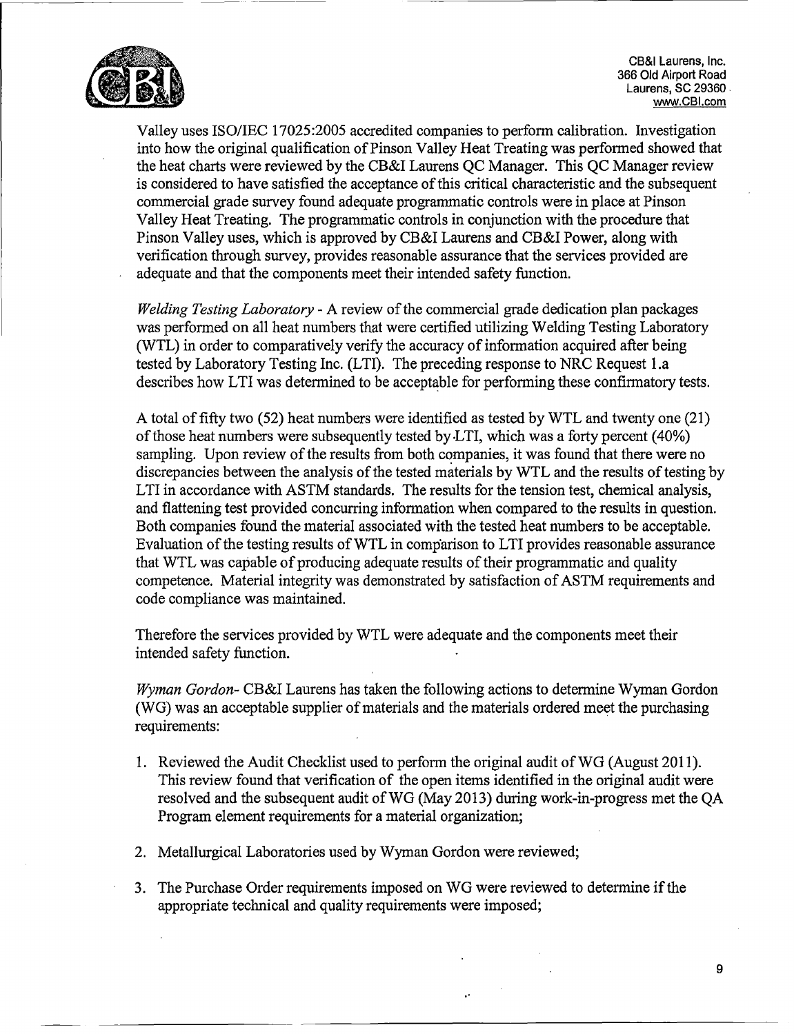Valley uses ISO/IEC 17025:2005 accredited companies to perform calibration. Investigation into how the original qualification of Pinson Valley Heat Treating was performed showed that the heat charts were reviewed by the CB&I Laurens QC Manager. This QC Manager review is considered to have satisfied the acceptance of this critical characteristic and the subsequent commercial grade survey found adequate programmatic controls were in place at Pinson Valley Heat Treating. The programmatic controls in conjunction with the procedure that Pinson Valley uses, which is approved by CB&I Laurens and CB&I Power, along with verification through survey, provides reasonable assurance that the services provided are adequate and that the components meet their intended safety function.

*Welding Testing Laboratory* - A review of the commercial grade dedication plan packages was performed on all heat numbers that were certified utilizing Welding Testing Laboratory (WTL) in order to comparatively verify the accuracy of information acquired after being tested by Laboratory Testing Inc. (LTI). The preceding response to NRC Request 1.a describes how LTI was determined to be acceptable for performing these confirmatory tests.

A total of fifty two (52) heat numbers were identified as tested by WTL and twenty one (21) of those heat numbers were subsequently tested by LTI, which was a forty percent (40%) sampling. Upon review of the results from both companies, it was found that there were no discrepancies between the analysis of the tested materials by WTL and the results of testing by LTI in accordance with ASTM standards. The results for the tension test, chemical analysis, and flattening test provided concurring information when compared to the results in question. Both companies found the material associated with the tested heat numbers to be acceptable. Evaluation of the testing results of WTL in comparison to LTI provides reasonable assurance that WTL was capable of producing adequate results of their programmatic and quality competence. Material integrity was demonstrated by satisfaction of ASTM requirements and code compliance was maintained.

Therefore the services provided by WTL were adequate and the components meet their intended safety function.

*Wyman Gordon*- CB&I Laurens has taken the following actions to determine Wyman Gordon (WG) was an acceptable supplier of materials and the materials ordered meet the purchasing requirements:

1. Reviewed the Audit Checklist used to perform the original audit of WG (August 2011). This review found that verification of the open items identified in the original audit were resolved and the subsequent audit of WG (May 2013) during work-in-progress met the QA Program element requirements for a material organization;

2. Metallurgical Laboratories used by Wyman Gordon were reviewed;

3. The Purchase Order requirements imposed on WG were reviewed to determine if the appropriate technical and quality requirements were imposed;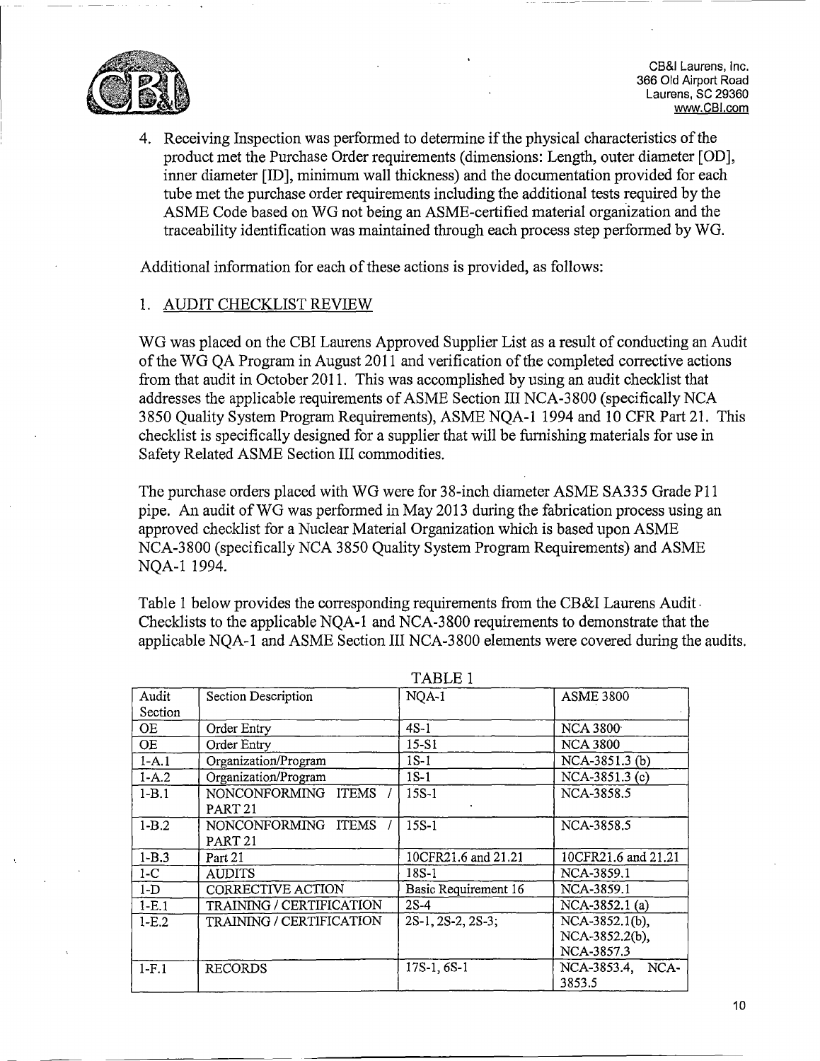4. Receiving Inspection was performed to determine if the physical characteristics of the product met the Purchase Order requirements (dimensions: Length, outer diameter [OD], inner diameter [ID], minimum wall thickness) and the documentation provided for each tube met the purchase order requirements including the additional tests required by the ASME Code based on WG not being an ASME-certified material organization and the traceability identification was maintained through each process step performed by WG.

Additional information for each of these actions is provided, as follows:

1. AUDIT CHECKLIST REVIEW

WG was placed on the CBI Laurens Approved Supplier List as a result of conducting an Audit of the WG QA Program in August 2011 and verification of the completed corrective actions from that audit in October 2011. This was accomplished by using an audit checklist that addresses the applicable requirements of ASME Section III NCA-3800 (specifically NCA 3850 Quality System Program Requirements), ASME NQA-1 1994 and 10 CFR Part 21. This checklist is specifically designed for a supplier that will be furnishing materials for use in Safety Related ASME Section III commodities.

The purchase orders placed with WG were for 38-inch diameter ASME SA335 Grade P11 pipe. An audit of WG was performed in May 2013 during the fabrication process using an approved checklist for a Nuclear Material Organization which is based upon ASME NCA-3800 (specifically NCA 3850 Quality System Program Requirements) and ASME NQA-1 1994.

Table 1 below provides the corresponding requirements from the CB&I Laurens Audit Checklists to the applicable NQA-1 and NCA-3800 requirements to demonstrate that the applicable NQA-1 and ASME Section III NCA-3800 elements were covered during the audits.

TABLE 1

| Audit Section | Section Description | NQA-1 | ASME 3800 |
|---|---|---|---|
| OE | Order Entry | 4S-1 | NCA 3800 |
| OE | Order Entry | 15-S1 | NCA 3800 |
| 1-A.1 | Organization/Program | 1S-1 | NCA-3851.3 (b) |
| 1-A.2 | Organization/Program | 1S-1 | NCA-3851.3 (c) |
| 1-B.1 | NONCONFORMING ITEMS / PART 21 | 15S-1 | NCA-3858.5 |
| 1-B.2 | NONCONFORMING ITEMS / PART 21 | 15S-1 | NCA-3858.5 |
| 1-B.3 | Part 21 | 10CFR21.6 and 21.21 | 10CFR21.6 and 21.21 |
| 1-C | AUDITS | 18S-1 | NCA-3859.1 |
| 1-D | CORRECTIVE ACTION | Basic Requirement 16 | NCA-3859.1 |
| 1-E.1 | TRAINING / CERTIFICATION | 2S-4 | NCA-3852.1 (a) |
| 1-E.2 | TRAINING / CERTIFICATION | 2S-1, 2S-2, 2S-3; | NCA-3852.1(b), NCA-3852.2(b), NCA-3857.3 |
| 1-F.1 | RECORDS | 17S-1, 6S-1 | NCA-3853.4, NCA-3853.5 |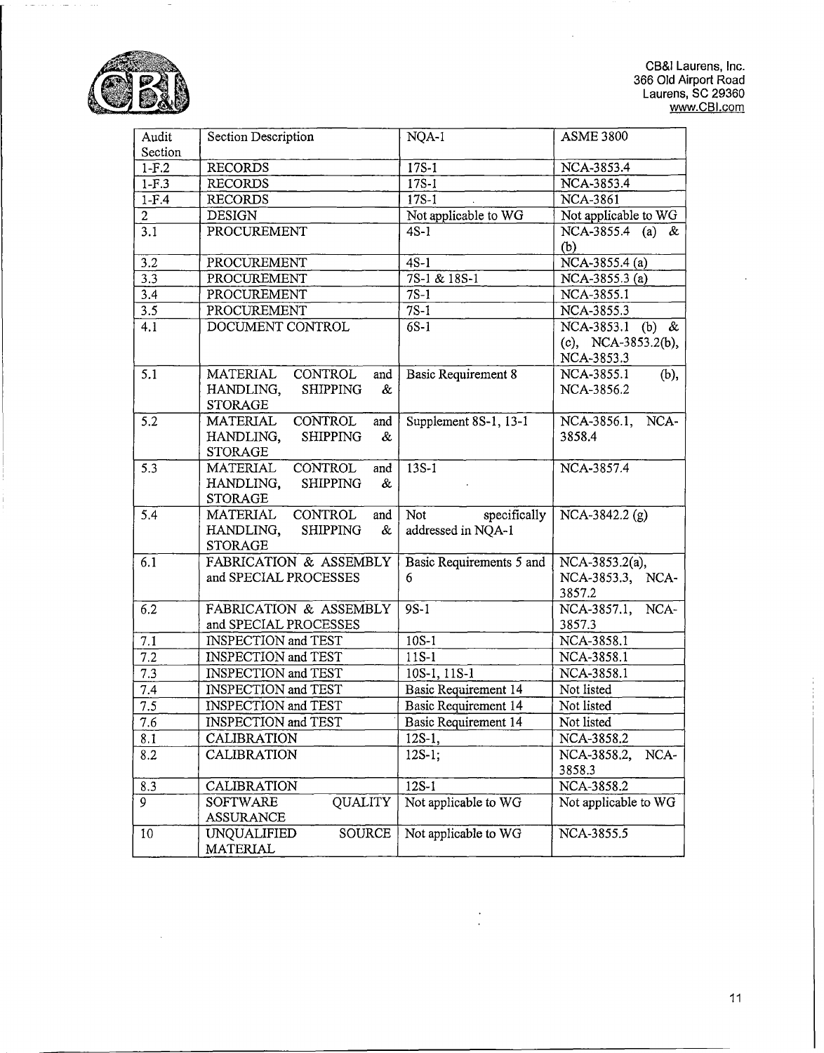CB&I Laurens, Inc.
366 Old Airport Road
Laurens, SC 29360
www.CBI.com

| Audit Section | Section Description | NQA-1 | ASME 3800 |
|---|---|---|---|
| 1-F.2 | RECORDS | 17S-1 | NCA-3853.4 |
| 1-F.3 | RECORDS | 17S-1 | NCA-3853.4 |
| 1-F.4 | RECORDS | 17S-1 | NCA-3861 |
| 2 | DESIGN | Not applicable to WG | Not applicable to WG |
| 3.1 | PROCUREMENT | 4S-1 | NCA-3855.4 (a) & (b) |
| 3.2 | PROCUREMENT | 4S-1 | NCA-3855.4 (a) |
| 3.3 | PROCUREMENT | 7S-1 & 18S-1 | NCA-3855.3 (a) |
| 3.4 | PROCUREMENT | 7S-1 | NCA-3855.1 |
| 3.5 | PROCUREMENT | 7S-1 | NCA-3855.3 |
| 4.1 | DOCUMENT CONTROL | 6S-1 | NCA-3853.1 (b) & (c), NCA-3853.2(b), NCA-3853.3 |
| 5.1 | MATERIAL CONTROL and HANDLING, SHIPPING & STORAGE | Basic Requirement 8 | NCA-3855.1 (b), NCA-3856.2 |
| 5.2 | MATERIAL CONTROL and HANDLING, SHIPPING & STORAGE | Supplement 8S-1, 13-1 | NCA-3856.1, NCA-3858.4 |
| 5.3 | MATERIAL CONTROL and HANDLING, SHIPPING & STORAGE | 13S-1 | NCA-3857.4 |
| 5.4 | MATERIAL CONTROL and HANDLING, SHIPPING & STORAGE | Not specifically addressed in NQA-1 | NCA-3842.2 (g) |
| 6.1 | FABRICATION & ASSEMBLY and SPECIAL PROCESSES | Basic Requirements 5 and 6 | NCA-3853.2(a), NCA-3853.3, NCA-3857.2 |
| 6.2 | FABRICATION & ASSEMBLY and SPECIAL PROCESSES | 9S-1 | NCA-3857.1, NCA-3857.3 |
| 7.1 | INSPECTION and TEST | 10S-1 | NCA-3858.1 |
| 7.2 | INSPECTION and TEST | 11S-1 | NCA-3858.1 |
| 7.3 | INSPECTION and TEST | 10S-1, 11S-1 | NCA-3858.1 |
| 7.4 | INSPECTION and TEST | Basic Requirement 14 | Not listed |
| 7.5 | INSPECTION and TEST | Basic Requirement 14 | Not listed |
| 7.6 | INSPECTION and TEST | Basic Requirement 14 | Not listed |
| 8.1 | CALIBRATION | 12S-1, | NCA-3858.2 |
| 8.2 | CALIBRATION | 12S-1; | NCA-3858.2, NCA-3858.3 |
| 8.3 | CALIBRATION | 12S-1 | NCA-3858.2 |
| 9 | SOFTWARE QUALITY ASSURANCE | Not applicable to WG | Not applicable to WG |
| 10 | UNQUALIFIED SOURCE MATERIAL | Not applicable to WG | NCA-3855.5 |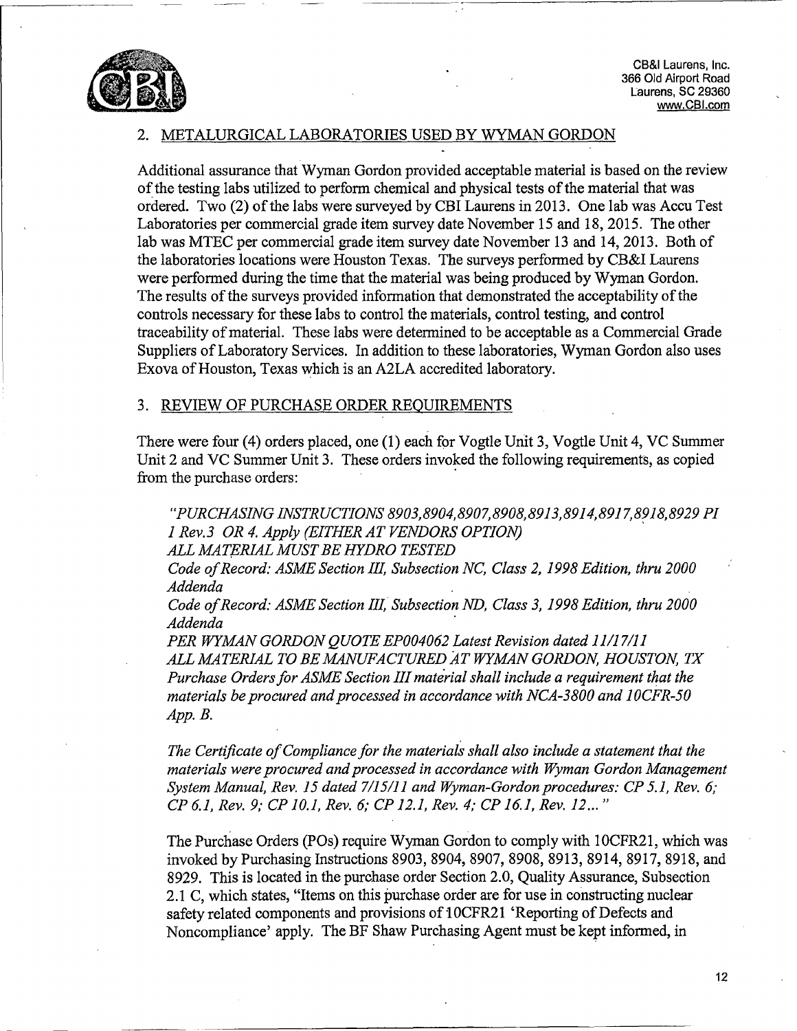## 2. METALURGICAL LABORATORIES USED BY WYMAN GORDON

Additional assurance that Wyman Gordon provided acceptable material is based on the review of the testing labs utilized to perform chemical and physical tests of the material that was ordered. Two (2) of the labs were surveyed by CBI Laurens in 2013. One lab was Accu Test Laboratories per commercial grade item survey date November 15 and 18, 2015. The other lab was MTEC per commercial grade item survey date November 13 and 14, 2013. Both of the laboratories locations were Houston Texas. The surveys performed by CB&I Laurens were performed during the time that the material was being produced by Wyman Gordon. The results of the surveys provided information that demonstrated the acceptability of the controls necessary for these labs to control the materials, control testing, and control traceability of material. These labs were determined to be acceptable as a Commercial Grade Suppliers of Laboratory Services. In addition to these laboratories, Wyman Gordon also uses Exova of Houston, Texas which is an A2LA accredited laboratory.

## 3. REVIEW OF PURCHASE ORDER REQUIREMENTS

There were four (4) orders placed, one (1) each for Vogtle Unit 3, Vogtle Unit 4, VC Summer Unit 2 and VC Summer Unit 3. These orders invoked the following requirements, as copied from the purchase orders:

> *"PURCHASING INSTRUCTIONS 8903,8904,8907,8908,8913,8914,8917,8918,8929 PI 1 Rev.3 OR 4. Apply (EITHER AT VENDORS OPTION)*
> *ALL MATERIAL MUST BE HYDRO TESTED*
> *Code of Record: ASME Section III, Subsection NC, Class 2, 1998 Edition, thru 2000 Addenda*
> *Code of Record: ASME Section III, Subsection ND, Class 3, 1998 Edition, thru 2000 Addenda*
> *PER WYMAN GORDON QUOTE EP004062 Latest Revision dated 11/17/11*
> *ALL MATERIAL TO BE MANUFACTURED AT WYMAN GORDON, HOUSTON, TX*
> *Purchase Orders for ASME Section III material shall include a requirement that the materials be procured and processed in accordance with NCA-3800 and 10CFR-50 App. B.*
>
> *The Certificate of Compliance for the materials shall also include a statement that the materials were procured and processed in accordance with Wyman Gordon Management System Manual, Rev. 15 dated 7/15/11 and Wyman-Gordon procedures: CP 5.1, Rev. 6; CP 6.1, Rev. 9; CP 10.1, Rev. 6; CP 12.1, Rev. 4; CP 16.1, Rev. 12..."*

The Purchase Orders (POs) require Wyman Gordon to comply with 10CFR21, which was invoked by Purchasing Instructions 8903, 8904, 8907, 8908, 8913, 8914, 8917, 8918, and 8929. This is located in the purchase order Section 2.0, Quality Assurance, Subsection 2.1 C, which states, "Items on this purchase order are for use in constructing nuclear safety related components and provisions of 10CFR21 'Reporting of Defects and Noncompliance' apply. The BF Shaw Purchasing Agent must be kept informed, in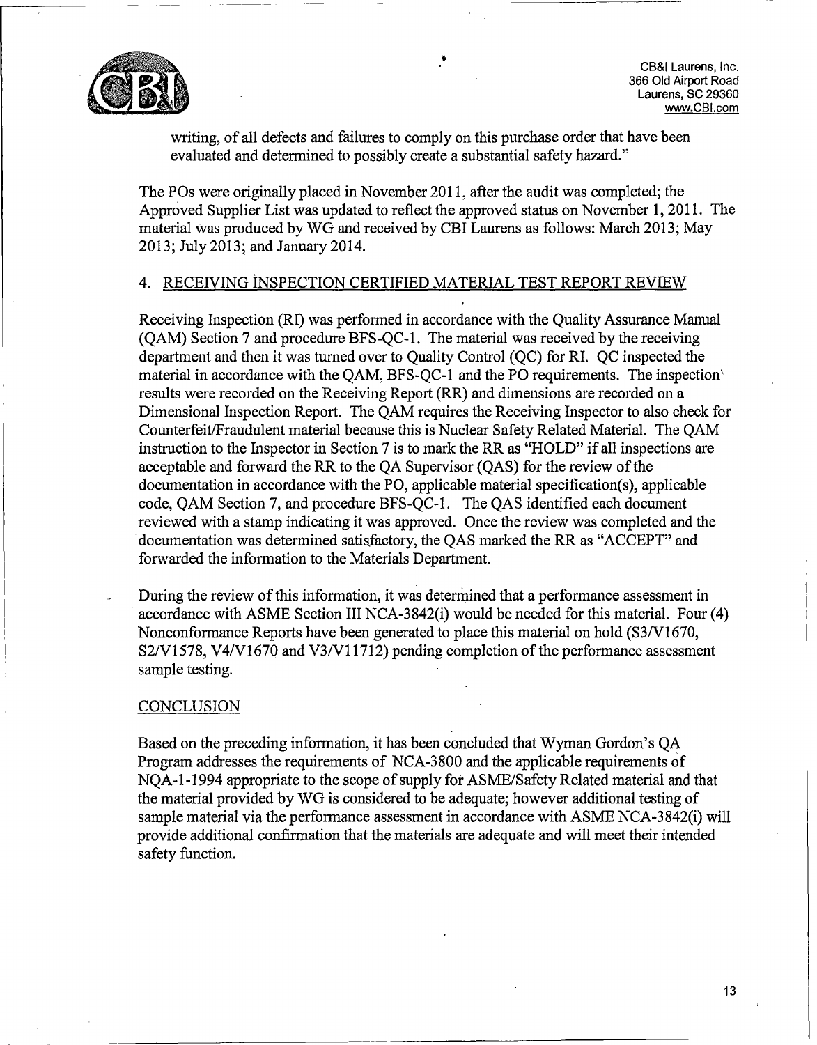writing, of all defects and failures to comply on this purchase order that have been evaluated and determined to possibly create a substantial safety hazard."

The POs were originally placed in November 2011, after the audit was completed; the Approved Supplier List was updated to reflect the approved status on November 1, 2011. The material was produced by WG and received by CBI Laurens as follows: March 2013; May 2013; July 2013; and January 2014.

4. RECEIVING INSPECTION CERTIFIED MATERIAL TEST REPORT REVIEW

Receiving Inspection (RI) was performed in accordance with the Quality Assurance Manual (QAM) Section 7 and procedure BFS-QC-1. The material was received by the receiving department and then it was turned over to Quality Control (QC) for RI. QC inspected the material in accordance with the QAM, BFS-QC-1 and the PO requirements. The inspection results were recorded on the Receiving Report (RR) and dimensions are recorded on a Dimensional Inspection Report. The QAM requires the Receiving Inspector to also check for Counterfeit/Fraudulent material because this is Nuclear Safety Related Material. The QAM instruction to the Inspector in Section 7 is to mark the RR as "HOLD" if all inspections are acceptable and forward the RR to the QA Supervisor (QAS) for the review of the documentation in accordance with the PO, applicable material specification(s), applicable code, QAM Section 7, and procedure BFS-QC-1. The QAS identified each document reviewed with a stamp indicating it was approved. Once the review was completed and the documentation was determined satisfactory, the QAS marked the RR as "ACCEPT" and forwarded the information to the Materials Department.

During the review of this information, it was determined that a performance assessment in accordance with ASME Section III NCA-3842(i) would be needed for this material. Four (4) Nonconformance Reports have been generated to place this material on hold (S3/V1670, S2/V1578, V4/V1670 and V3/V11712) pending completion of the performance assessment sample testing.

CONCLUSION

Based on the preceding information, it has been concluded that Wyman Gordon's QA Program addresses the requirements of NCA-3800 and the applicable requirements of NQA-1-1994 appropriate to the scope of supply for ASME/Safety Related material and that the material provided by WG is considered to be adequate; however additional testing of sample material via the performance assessment in accordance with ASME NCA-3842(i) will provide additional confirmation that the materials are adequate and will meet their intended safety function.